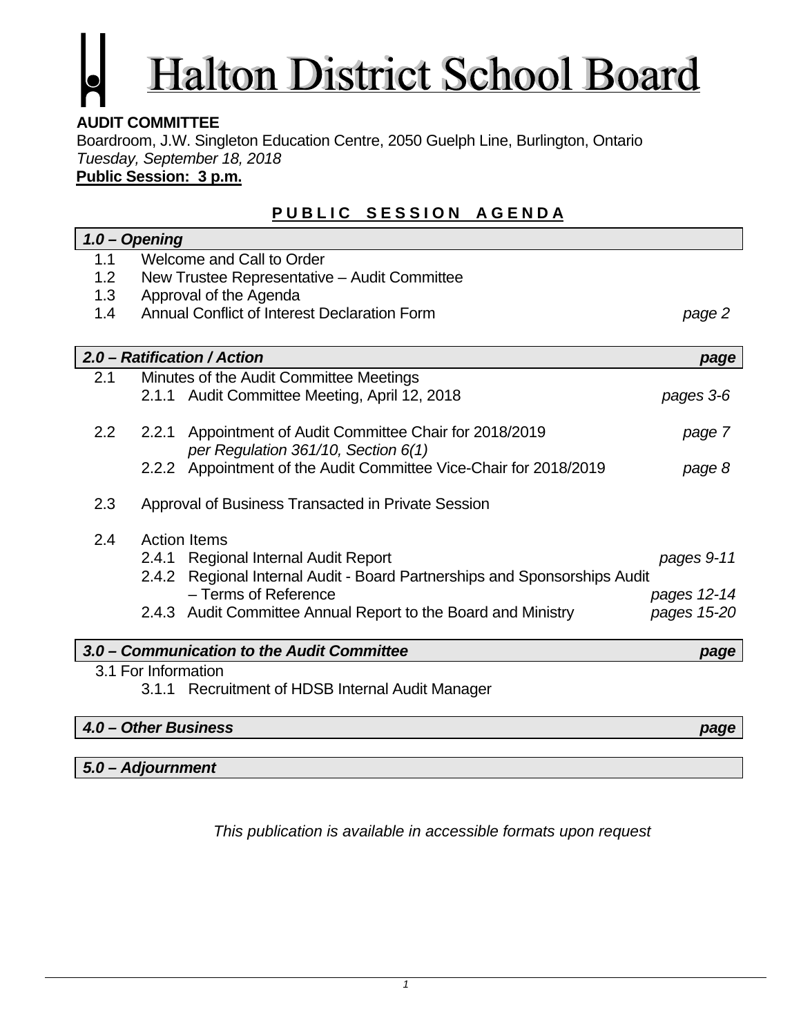# Halton District School Board

**AUDIT COMMITTEE**
Boardroom, J.W. Singleton Education Centre, 2050 Guelph Line, Burlington, Ontario
*Tuesday, September 18, 2018*
**Public Session: 3 p.m.**

## PUBLIC SESSION AGENDA

| ***1.0 – Opening*** | | |
|---|---|---|
| 1.1 | Welcome and Call to Order | |
| 1.2 | New Trustee Representative – Audit Committee | |
| 1.3 | Approval of the Agenda | |
| 1.4 | Annual Conflict of Interest Declaration Form | *page 2* |

| ***2.0 – Ratification / Action*** | | ***page*** |
|---|---|---|
| 2.1 | Minutes of the Audit Committee Meetings | |
| | 2.1.1 Audit Committee Meeting, April 12, 2018 | *pages 3-6* |
| 2.2 | 2.2.1 Appointment of Audit Committee Chair for 2018/2019 *per Regulation 361/10, Section 6(1)* | *page 7* |
| | 2.2.2 Appointment of the Audit Committee Vice-Chair for 2018/2019 | *page 8* |
| 2.3 | Approval of Business Transacted in Private Session | |
| 2.4 | Action Items | |
| | 2.4.1 Regional Internal Audit Report | *pages 9-11* |
| | 2.4.2 Regional Internal Audit - Board Partnerships and Sponsorships Audit – Terms of Reference | *pages 12-14* |
| | 2.4.3 Audit Committee Annual Report to the Board and Ministry | *pages 15-20* |

| ***3.0 – Communication to the Audit Committee*** | | ***page*** |
|---|---|---|
| 3.1 | For Information | |
| | 3.1.1 Recruitment of HDSB Internal Audit Manager | |

| ***4.0 – Other Business*** | ***page*** |
|---|---|

***5.0 – Adjournment***

*This publication is available in accessible formats upon request*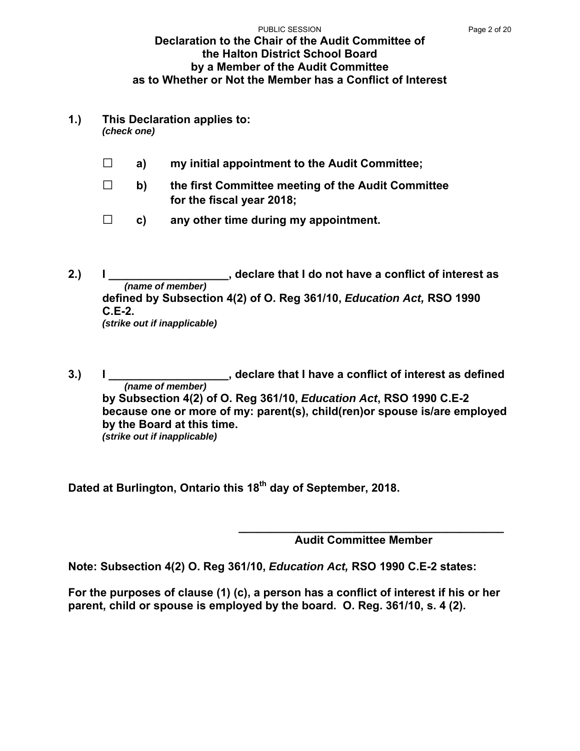# Declaration to the Chair of the Audit Committee of the Halton District School Board by a Member of the Audit Committee as to Whether or Not the Member has a Conflict of Interest

**1.) This Declaration applies to:**
*(check one)*

- ☐ **a) my initial appointment to the Audit Committee;**
- ☐ **b) the first Committee meeting of the Audit Committee for the fiscal year 2018;**
- ☐ **c) any other time during my appointment.**

**2.) I \_\_\_\_\_\_\_\_\_\_\_\_\_\_\_\_\_\_\_, declare that I do not have a conflict of interest as defined by Subsection 4(2) of O. Reg 361/10, *Education Act,* RSO 1990 C.E-2.**
*(name of member)*
*(strike out if inapplicable)*

**3.) I \_\_\_\_\_\_\_\_\_\_\_\_\_\_\_\_\_\_\_, declare that I have a conflict of interest as defined by Subsection 4(2) of O. Reg 361/10, *Education Act*, RSO 1990 C.E-2 because one or more of my: parent(s), child(ren)or spouse is/are employed by the Board at this time.**
*(name of member)*
*(strike out if inapplicable)*

**Dated at Burlington, Ontario this 18th day of September, 2018.**

\_\_\_\_\_\_\_\_\_\_\_\_\_\_\_\_\_\_\_\_\_\_\_\_\_\_\_\_\_\_\_\_\_\_\_\_\_\_\_\_
**Audit Committee Member**

**Note: Subsection 4(2) O. Reg 361/10, *Education Act,* RSO 1990 C.E-2 states:**

**For the purposes of clause (1) (c), a person has a conflict of interest if his or her parent, child or spouse is employed by the board. O. Reg. 361/10, s. 4 (2).**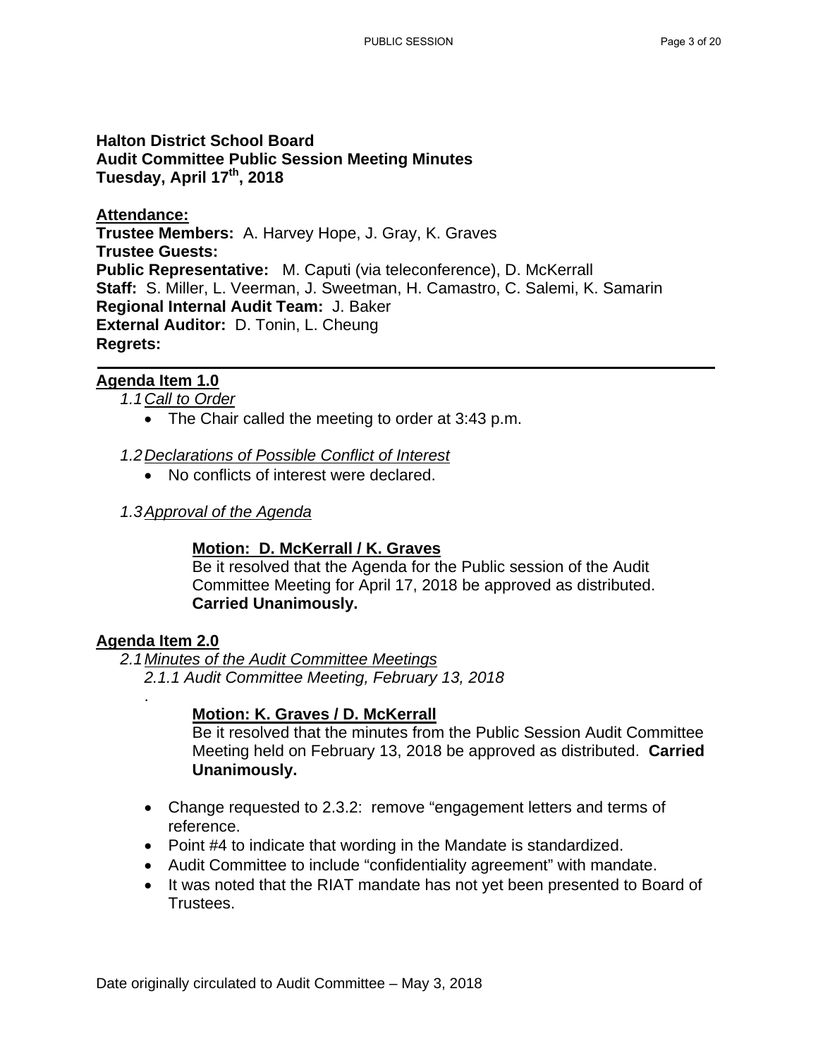**Halton District School Board**
**Audit Committee Public Session Meeting Minutes**
**Tuesday, April 17th, 2018**

**Attendance:**

**Trustee Members:** A. Harvey Hope, J. Gray, K. Graves
**Trustee Guests:**
**Public Representative:** M. Caputi (via teleconference), D. McKerrall
**Staff:** S. Miller, L. Veerman, J. Sweetman, H. Camastro, C. Salemi, K. Samarin
**Regional Internal Audit Team:** J. Baker
**External Auditor:** D. Tonin, L. Cheung
**Regrets:**

---

**Agenda Item 1.0**

*1.1 Call to Order*

- The Chair called the meeting to order at 3:43 p.m.

*1.2 Declarations of Possible Conflict of Interest*

- No conflicts of interest were declared.

*1.3 Approval of the Agenda*

> **Motion: D. McKerrall / K. Graves**
> Be it resolved that the Agenda for the Public session of the Audit Committee Meeting for April 17, 2018 be approved as distributed. **Carried Unanimously.**

**Agenda Item 2.0**

*2.1 Minutes of the Audit Committee Meetings*

*2.1.1 Audit Committee Meeting, February 13, 2018*

.

> **Motion: K. Graves / D. McKerrall**
> Be it resolved that the minutes from the Public Session Audit Committee Meeting held on February 13, 2018 be approved as distributed. **Carried Unanimously.**

- Change requested to 2.3.2: remove "engagement letters and terms of reference.
- Point #4 to indicate that wording in the Mandate is standardized.
- Audit Committee to include "confidentiality agreement" with mandate.
- It was noted that the RIAT mandate has not yet been presented to Board of Trustees.

Date originally circulated to Audit Committee – May 3, 2018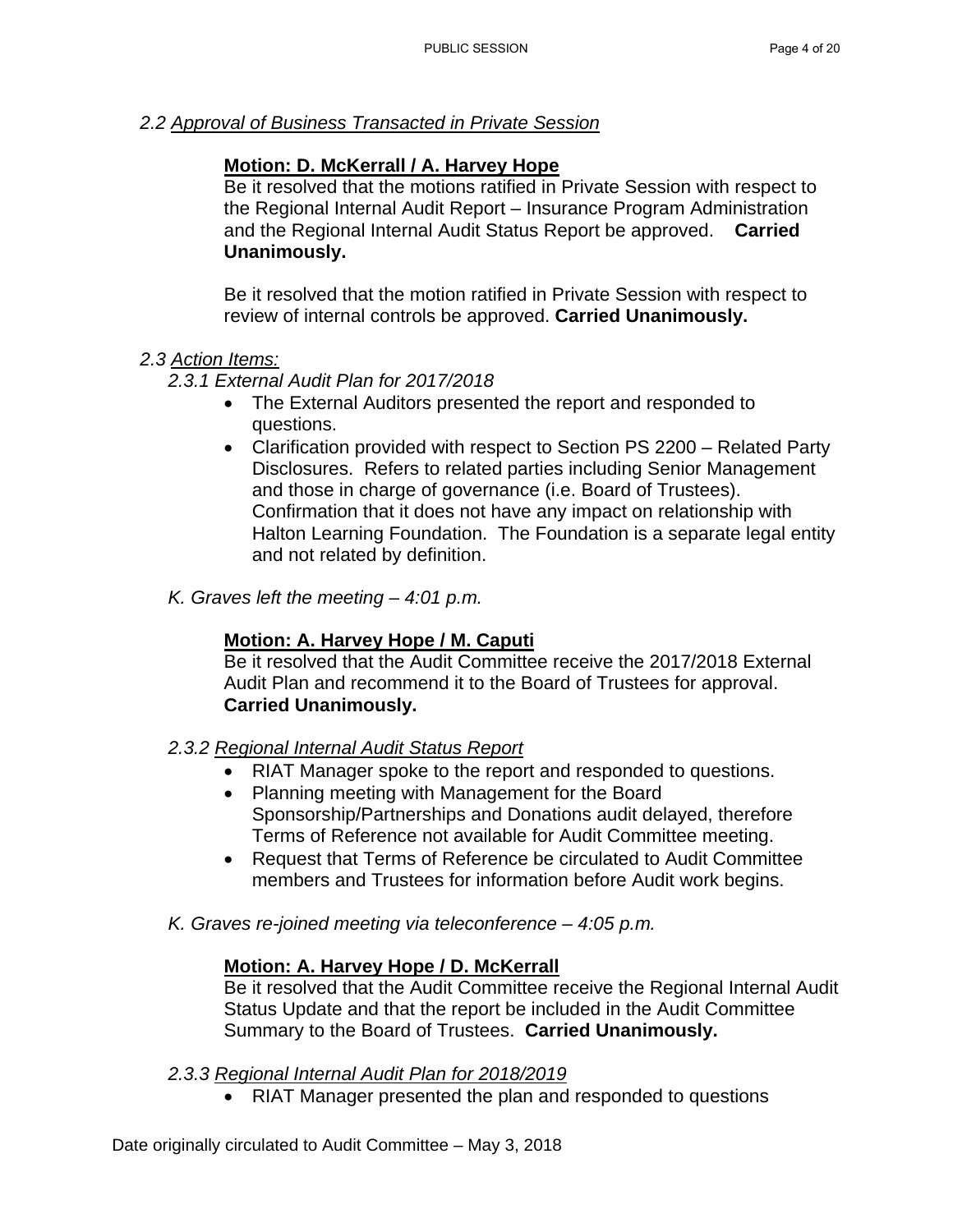*2.2 Approval of Business Transacted in Private Session*

**Motion: D. McKerrall / A. Harvey Hope**

Be it resolved that the motions ratified in Private Session with respect to the Regional Internal Audit Report – Insurance Program Administration and the Regional Internal Audit Status Report be approved. **Carried Unanimously.**

Be it resolved that the motion ratified in Private Session with respect to review of internal controls be approved. **Carried Unanimously.**

*2.3 Action Items:*

*2.3.1 External Audit Plan for 2017/2018*

- The External Auditors presented the report and responded to questions.
- Clarification provided with respect to Section PS 2200 – Related Party Disclosures. Refers to related parties including Senior Management and those in charge of governance (i.e. Board of Trustees). Confirmation that it does not have any impact on relationship with Halton Learning Foundation. The Foundation is a separate legal entity and not related by definition.

*K. Graves left the meeting – 4:01 p.m.*

**Motion: A. Harvey Hope / M. Caputi**

Be it resolved that the Audit Committee receive the 2017/2018 External Audit Plan and recommend it to the Board of Trustees for approval. **Carried Unanimously.**

*2.3.2 Regional Internal Audit Status Report*

- RIAT Manager spoke to the report and responded to questions.
- Planning meeting with Management for the Board Sponsorship/Partnerships and Donations audit delayed, therefore Terms of Reference not available for Audit Committee meeting.
- Request that Terms of Reference be circulated to Audit Committee members and Trustees for information before Audit work begins.

*K. Graves re-joined meeting via teleconference – 4:05 p.m.*

**Motion: A. Harvey Hope / D. McKerrall**

Be it resolved that the Audit Committee receive the Regional Internal Audit Status Update and that the report be included in the Audit Committee Summary to the Board of Trustees. **Carried Unanimously.**

*2.3.3 Regional Internal Audit Plan for 2018/2019*

- RIAT Manager presented the plan and responded to questions

Date originally circulated to Audit Committee – May 3, 2018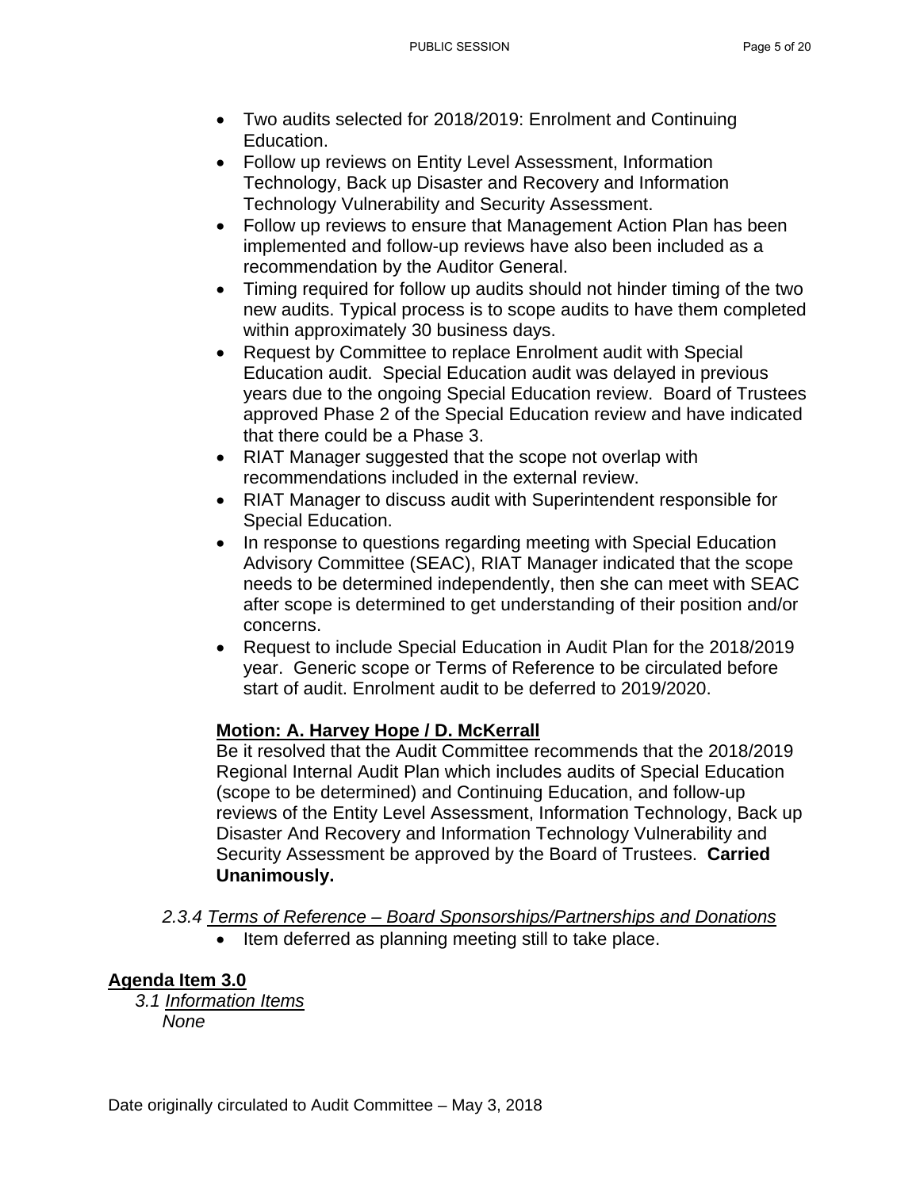- Two audits selected for 2018/2019: Enrolment and Continuing Education.
- Follow up reviews on Entity Level Assessment, Information Technology, Back up Disaster and Recovery and Information Technology Vulnerability and Security Assessment.
- Follow up reviews to ensure that Management Action Plan has been implemented and follow-up reviews have also been included as a recommendation by the Auditor General.
- Timing required for follow up audits should not hinder timing of the two new audits. Typical process is to scope audits to have them completed within approximately 30 business days.
- Request by Committee to replace Enrolment audit with Special Education audit. Special Education audit was delayed in previous years due to the ongoing Special Education review. Board of Trustees approved Phase 2 of the Special Education review and have indicated that there could be a Phase 3.
- RIAT Manager suggested that the scope not overlap with recommendations included in the external review.
- RIAT Manager to discuss audit with Superintendent responsible for Special Education.
- In response to questions regarding meeting with Special Education Advisory Committee (SEAC), RIAT Manager indicated that the scope needs to be determined independently, then she can meet with SEAC after scope is determined to get understanding of their position and/or concerns.
- Request to include Special Education in Audit Plan for the 2018/2019 year. Generic scope or Terms of Reference to be circulated before start of audit. Enrolment audit to be deferred to 2019/2020.

**Motion: A. Harvey Hope / D. McKerrall**

Be it resolved that the Audit Committee recommends that the 2018/2019 Regional Internal Audit Plan which includes audits of Special Education (scope to be determined) and Continuing Education, and follow-up reviews of the Entity Level Assessment, Information Technology, Back up Disaster And Recovery and Information Technology Vulnerability and Security Assessment be approved by the Board of Trustees. **Carried Unanimously.**

*2.3.4 Terms of Reference – Board Sponsorships/Partnerships and Donations*

- Item deferred as planning meeting still to take place.

## Agenda Item 3.0

*3.1 Information Items*

*None*

Date originally circulated to Audit Committee – May 3, 2018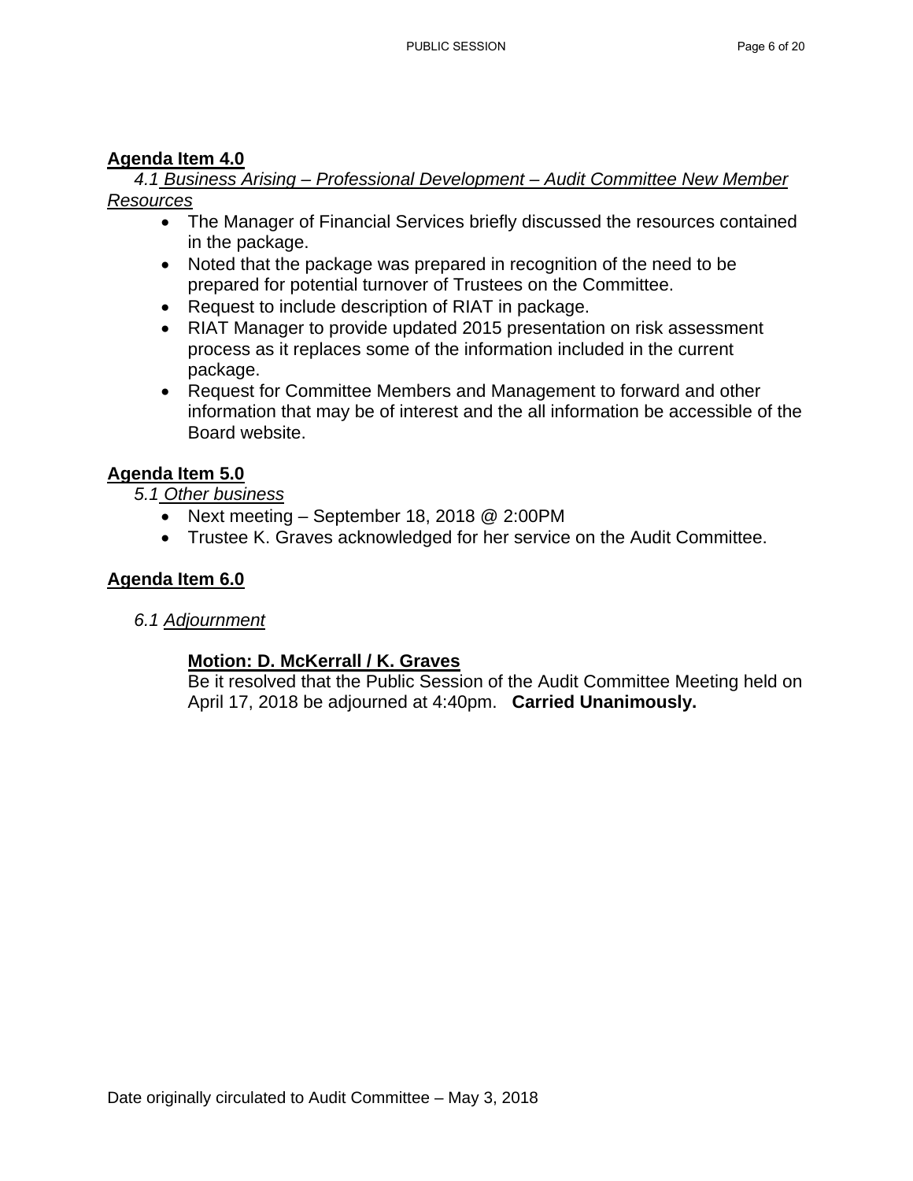**Agenda Item 4.0**

*4.1 Business Arising – Professional Development – Audit Committee New Member Resources*

- The Manager of Financial Services briefly discussed the resources contained in the package.
- Noted that the package was prepared in recognition of the need to be prepared for potential turnover of Trustees on the Committee.
- Request to include description of RIAT in package.
- RIAT Manager to provide updated 2015 presentation on risk assessment process as it replaces some of the information included in the current package.
- Request for Committee Members and Management to forward and other information that may be of interest and the all information be accessible of the Board website.

**Agenda Item 5.0**

*5.1 Other business*

- Next meeting – September 18, 2018 @ 2:00PM
- Trustee K. Graves acknowledged for her service on the Audit Committee.

**Agenda Item 6.0**

*6.1 Adjournment*

**Motion: D. McKerrall / K. Graves**
Be it resolved that the Public Session of the Audit Committee Meeting held on April 17, 2018 be adjourned at 4:40pm. **Carried Unanimously.**

Date originally circulated to Audit Committee – May 3, 2018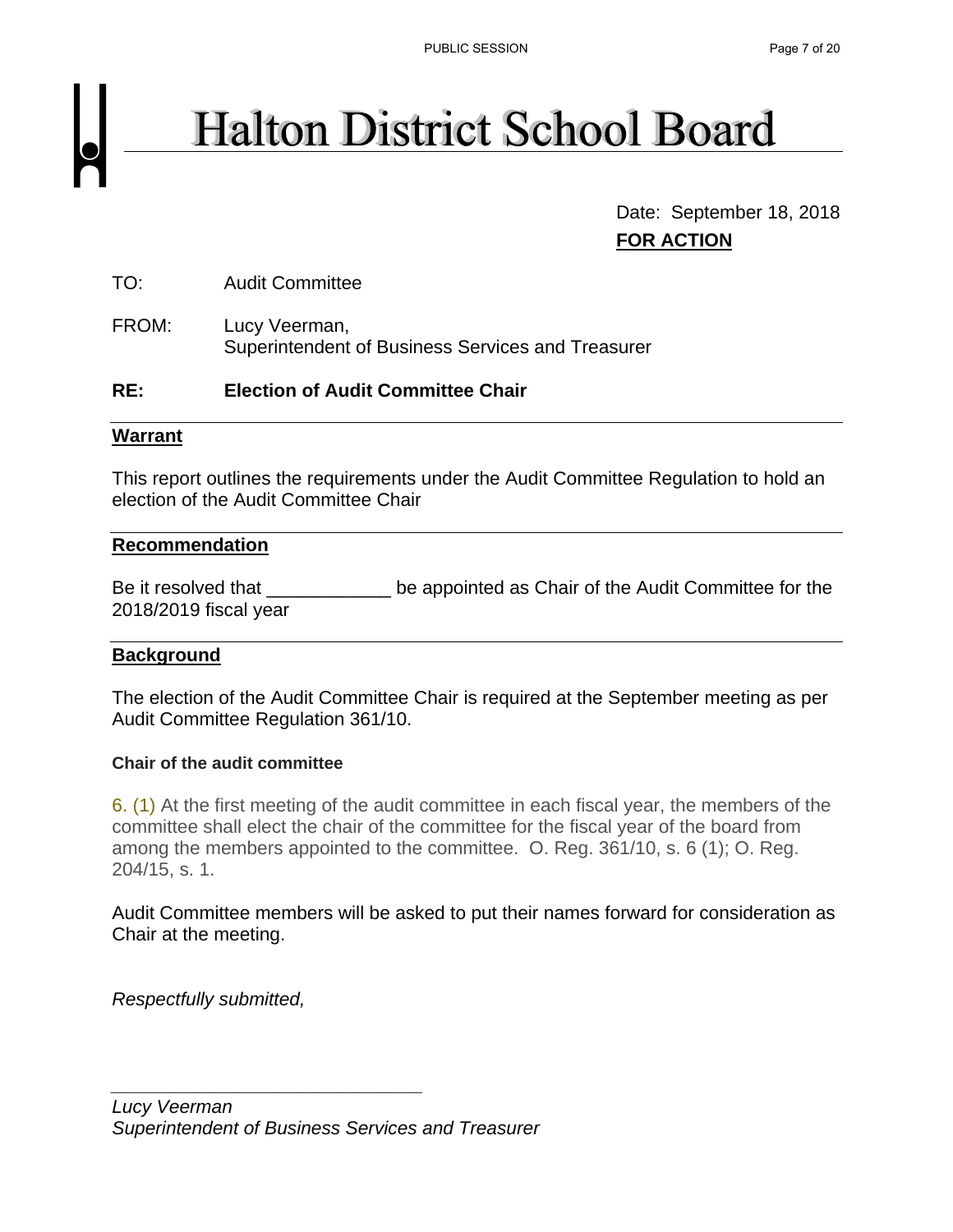# Halton District School Board

Date: September 18, 2018

**FOR ACTION**

TO: Audit Committee

FROM: Lucy Veerman,
Superintendent of Business Services and Treasurer

**RE: Election of Audit Committee Chair**

## Warrant

This report outlines the requirements under the Audit Committee Regulation to hold an election of the Audit Committee Chair

## Recommendation

Be it resolved that ____________ be appointed as Chair of the Audit Committee for the 2018/2019 fiscal year

## Background

The election of the Audit Committee Chair is required at the September meeting as per Audit Committee Regulation 361/10.

**Chair of the audit committee**

6. (1) At the first meeting of the audit committee in each fiscal year, the members of the committee shall elect the chair of the committee for the fiscal year of the board from among the members appointed to the committee. O. Reg. 361/10, s. 6 (1); O. Reg. 204/15, s. 1.

Audit Committee members will be asked to put their names forward for consideration as Chair at the meeting.

*Respectfully submitted,*

*Lucy Veerman*
*Superintendent of Business Services and Treasurer*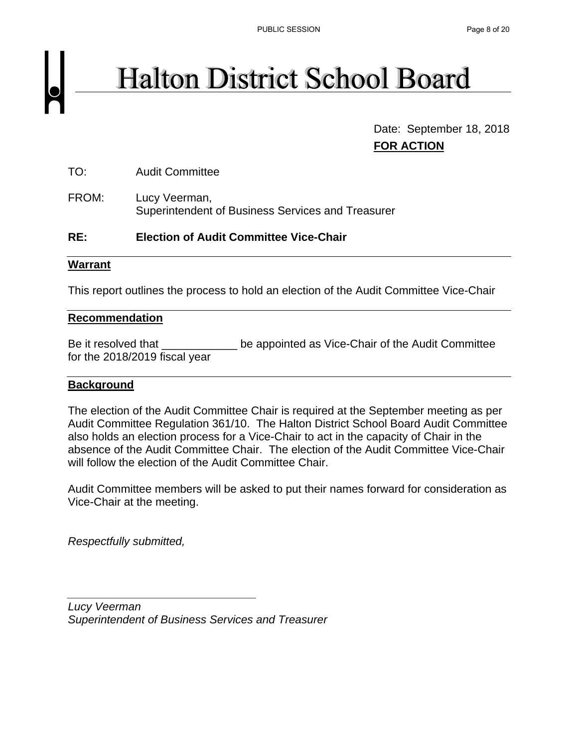# Halton District School Board

Date: September 18, 2018

**FOR ACTION**

TO: Audit Committee

FROM: Lucy Veerman,
Superintendent of Business Services and Treasurer

**RE: Election of Audit Committee Vice-Chair**

## Warrant

This report outlines the process to hold an election of the Audit Committee Vice-Chair

## Recommendation

Be it resolved that ____________ be appointed as Vice-Chair of the Audit Committee for the 2018/2019 fiscal year

## Background

The election of the Audit Committee Chair is required at the September meeting as per Audit Committee Regulation 361/10. The Halton District School Board Audit Committee also holds an election process for a Vice-Chair to act in the capacity of Chair in the absence of the Audit Committee Chair. The election of the Audit Committee Vice-Chair will follow the election of the Audit Committee Chair.

Audit Committee members will be asked to put their names forward for consideration as Vice-Chair at the meeting.

*Respectfully submitted,*

_________________________________

*Lucy Veerman*
*Superintendent of Business Services and Treasurer*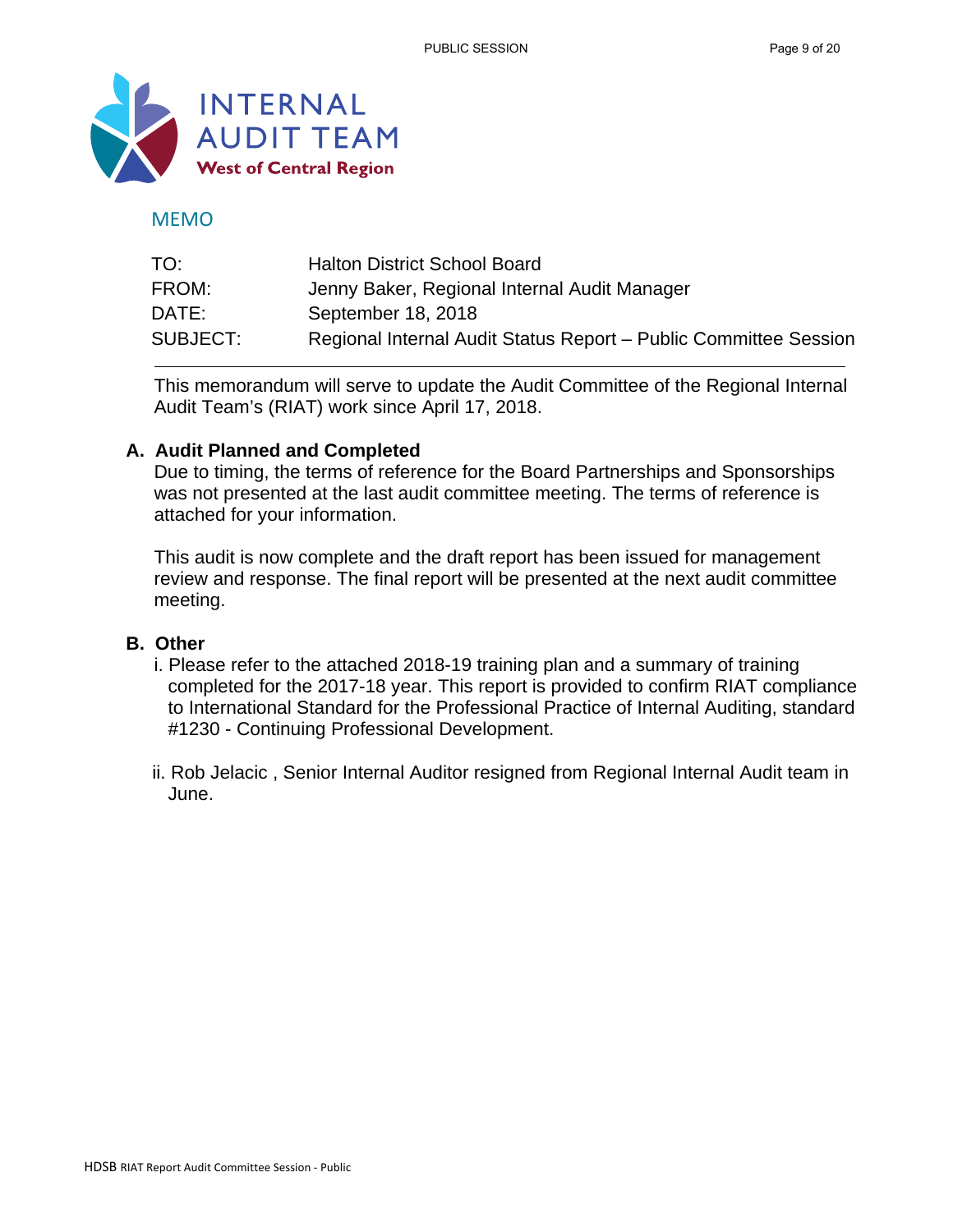# INTERNAL AUDIT TEAM

**West of Central Region**

## MEMO

| | |
|---|---|
| TO: | Halton District School Board |
| FROM: | Jenny Baker, Regional Internal Audit Manager |
| DATE: | September 18, 2018 |
| SUBJECT: | Regional Internal Audit Status Report – Public Committee Session |

---

This memorandum will serve to update the Audit Committee of the Regional Internal Audit Team's (RIAT) work since April 17, 2018.

### A. Audit Planned and Completed

Due to timing, the terms of reference for the Board Partnerships and Sponsorships was not presented at the last audit committee meeting. The terms of reference is attached for your information.

This audit is now complete and the draft report has been issued for management review and response. The final report will be presented at the next audit committee meeting.

### B. Other

i. Please refer to the attached 2018-19 training plan and a summary of training completed for the 2017-18 year. This report is provided to confirm RIAT compliance to International Standard for the Professional Practice of Internal Auditing, standard #1230 - Continuing Professional Development.

ii. Rob Jelacic , Senior Internal Auditor resigned from Regional Internal Audit team in June.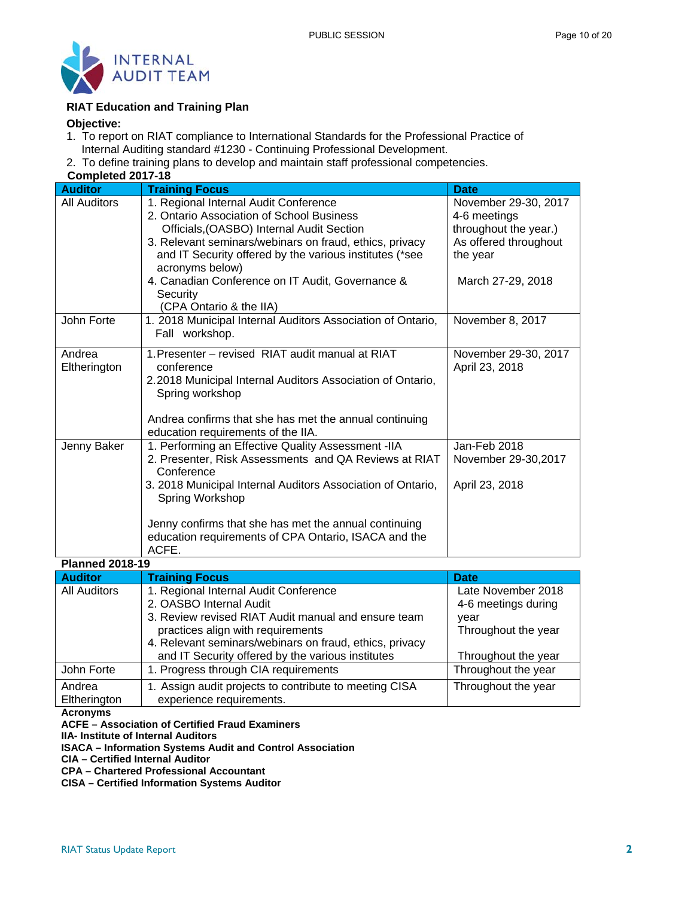INTERNAL AUDIT TEAM

## RIAT Education and Training Plan

**Objective:**

1. To report on RIAT compliance to International Standards for the Professional Practice of Internal Auditing standard #1230 - Continuing Professional Development.
2. To define training plans to develop and maintain staff professional competencies.

**Completed 2017-18**

| Auditor | Training Focus | Date |
|---|---|---|
| All Auditors | 1. Regional Internal Audit Conference<br>2. Ontario Association of School Business Officials,(OASBO) Internal Audit Section<br>3. Relevant seminars/webinars on fraud, ethics, privacy and IT Security offered by the various institutes (*see acronyms below)<br>4. Canadian Conference on IT Audit, Governance & Security (CPA Ontario & the IIA) | November 29-30, 2017<br>4-6 meetings throughout the year.)<br>As offered throughout the year<br><br>March 27-29, 2018 |
| John Forte | 1. 2018 Municipal Internal Auditors Association of Ontario, Fall workshop. | November 8, 2017 |
| Andrea Eltherington | 1. Presenter – revised RIAT audit manual at RIAT conference<br>2. 2018 Municipal Internal Auditors Association of Ontario, Spring workshop<br><br>Andrea confirms that she has met the annual continuing education requirements of the IIA. | November 29-30, 2017<br>April 23, 2018 |
| Jenny Baker | 1. Performing an Effective Quality Assessment -IIA<br>2. Presenter, Risk Assessments and QA Reviews at RIAT Conference<br>3. 2018 Municipal Internal Auditors Association of Ontario, Spring Workshop<br><br>Jenny confirms that she has met the annual continuing education requirements of CPA Ontario, ISACA and the ACFE. | Jan-Feb 2018<br>November 29-30,2017<br><br>April 23, 2018 |

**Planned 2018-19**

| Auditor | Training Focus | Date |
|---|---|---|
| All Auditors | 1. Regional Internal Audit Conference<br>2. OASBO Internal Audit<br>3. Review revised RIAT Audit manual and ensure team practices align with requirements<br>4. Relevant seminars/webinars on fraud, ethics, privacy and IT Security offered by the various institutes | Late November 2018<br>4-6 meetings during year<br>Throughout the year<br><br>Throughout the year |
| John Forte | 1. Progress through CIA requirements | Throughout the year |
| Andrea Eltherington | 1. Assign audit projects to contribute to meeting CISA experience requirements. | Throughout the year |

**Acronyms**

**ACFE – Association of Certified Fraud Examiners**
**IIA- Institute of Internal Auditors**
**ISACA – Information Systems Audit and Control Association**
**CIA – Certified Internal Auditor**
**CPA – Chartered Professional Accountant**
**CISA – Certified Information Systems Auditor**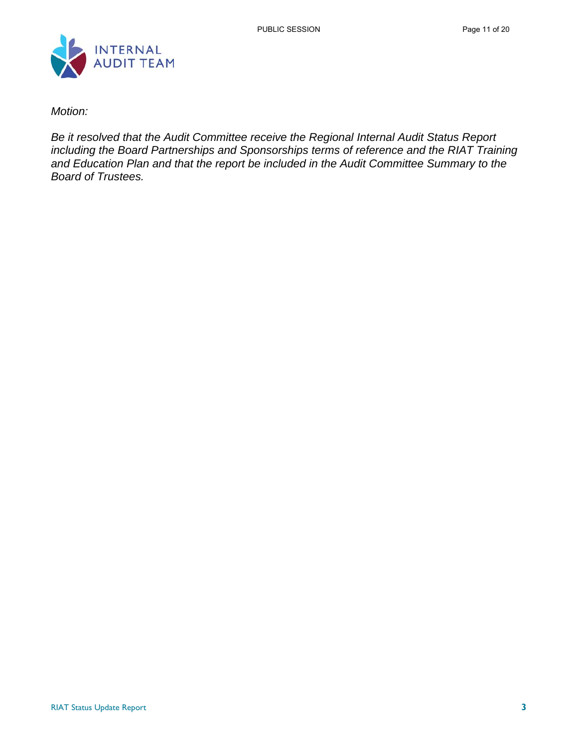*Motion:*

*Be it resolved that the Audit Committee receive the Regional Internal Audit Status Report including the Board Partnerships and Sponsorships terms of reference and the RIAT Training and Education Plan and that the report be included in the Audit Committee Summary to the Board of Trustees.*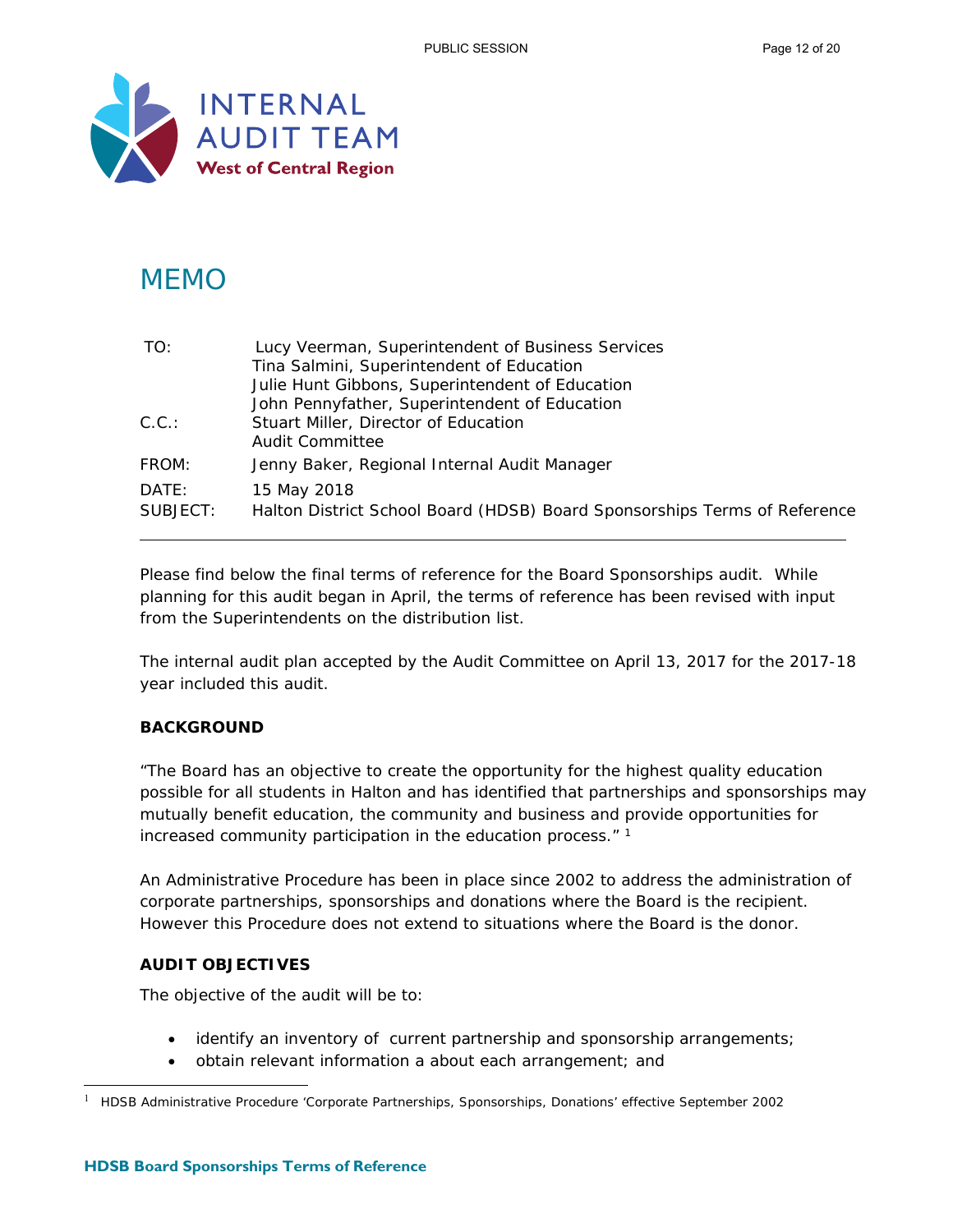INTERNAL AUDIT TEAM
West of Central Region

# MEMO

| | |
|---|---|
| TO: | Lucy Veerman, Superintendent of Business Services<br>Tina Salmini, Superintendent of Education<br>Julie Hunt Gibbons, Superintendent of Education<br>John Pennyfather, Superintendent of Education |
| C.C.: | Stuart Miller, Director of Education<br>Audit Committee |
| FROM: | Jenny Baker, Regional Internal Audit Manager |
| DATE: | 15 May 2018 |
| SUBJECT: | Halton District School Board (HDSB) Board Sponsorships Terms of Reference |

---

Please find below the final terms of reference for the Board Sponsorships audit. While planning for this audit began in April, the terms of reference has been revised with input from the Superintendents on the distribution list.

The internal audit plan accepted by the Audit Committee on April 13, 2017 for the 2017-18 year included this audit.

**BACKGROUND**

"The Board has an objective to create the opportunity for the highest quality education possible for all students in Halton and has identified that partnerships and sponsorships may mutually benefit education, the community and business and provide opportunities for increased community participation in the education process." [1]

An Administrative Procedure has been in place since 2002 to address the administration of corporate partnerships, sponsorships and donations where the Board is the recipient. However this Procedure does not extend to situations where the Board is the donor.

**AUDIT OBJECTIVES**

The objective of the audit will be to:

- identify an inventory of current partnership and sponsorship arrangements;
- obtain relevant information a about each arrangement; and

[1] HDSB Administrative Procedure 'Corporate Partnerships, Sponsorships, Donations' effective September 2002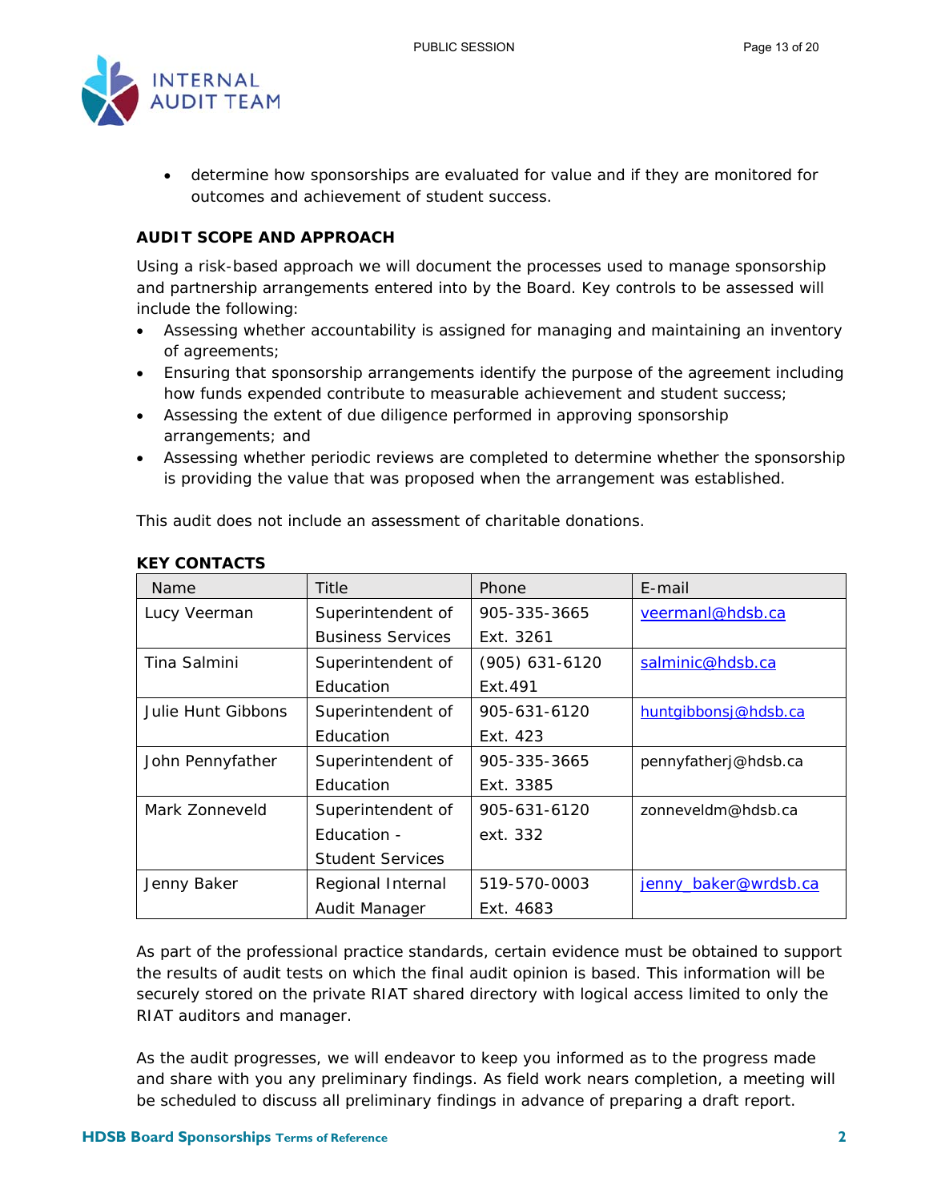- determine how sponsorships are evaluated for value and if they are monitored for outcomes and achievement of student success.

**AUDIT SCOPE AND APPROACH**

Using a risk-based approach we will document the processes used to manage sponsorship and partnership arrangements entered into by the Board. Key controls to be assessed will include the following:

- Assessing whether accountability is assigned for managing and maintaining an inventory of agreements;
- Ensuring that sponsorship arrangements identify the purpose of the agreement including how funds expended contribute to measurable achievement and student success;
- Assessing the extent of due diligence performed in approving sponsorship arrangements; and
- Assessing whether periodic reviews are completed to determine whether the sponsorship is providing the value that was proposed when the arrangement was established.

This audit does not include an assessment of charitable donations.

**KEY CONTACTS**

| Name | Title | Phone | E-mail |
|---|---|---|---|
| Lucy Veerman | Superintendent of Business Services | 905-335-3665 Ext. 3261 | veermanl@hdsb.ca |
| Tina Salmini | Superintendent of Education | (905) 631-6120 Ext.491 | salminic@hdsb.ca |
| Julie Hunt Gibbons | Superintendent of Education | 905-631-6120 Ext. 423 | huntgibbonsj@hdsb.ca |
| John Pennyfather | Superintendent of Education | 905-335-3665 Ext. 3385 | pennyfatherj@hdsb.ca |
| Mark Zonneveld | Superintendent of Education - Student Services | 905-631-6120 ext. 332 | zonneveldm@hdsb.ca |
| Jenny Baker | Regional Internal Audit Manager | 519-570-0003 Ext. 4683 | jenny_baker@wrdsb.ca |

As part of the professional practice standards, certain evidence must be obtained to support the results of audit tests on which the final audit opinion is based. This information will be securely stored on the private RIAT shared directory with logical access limited to only the RIAT auditors and manager.

As the audit progresses, we will endeavor to keep you informed as to the progress made and share with you any preliminary findings. As field work nears completion, a meeting will be scheduled to discuss all preliminary findings in advance of preparing a draft report.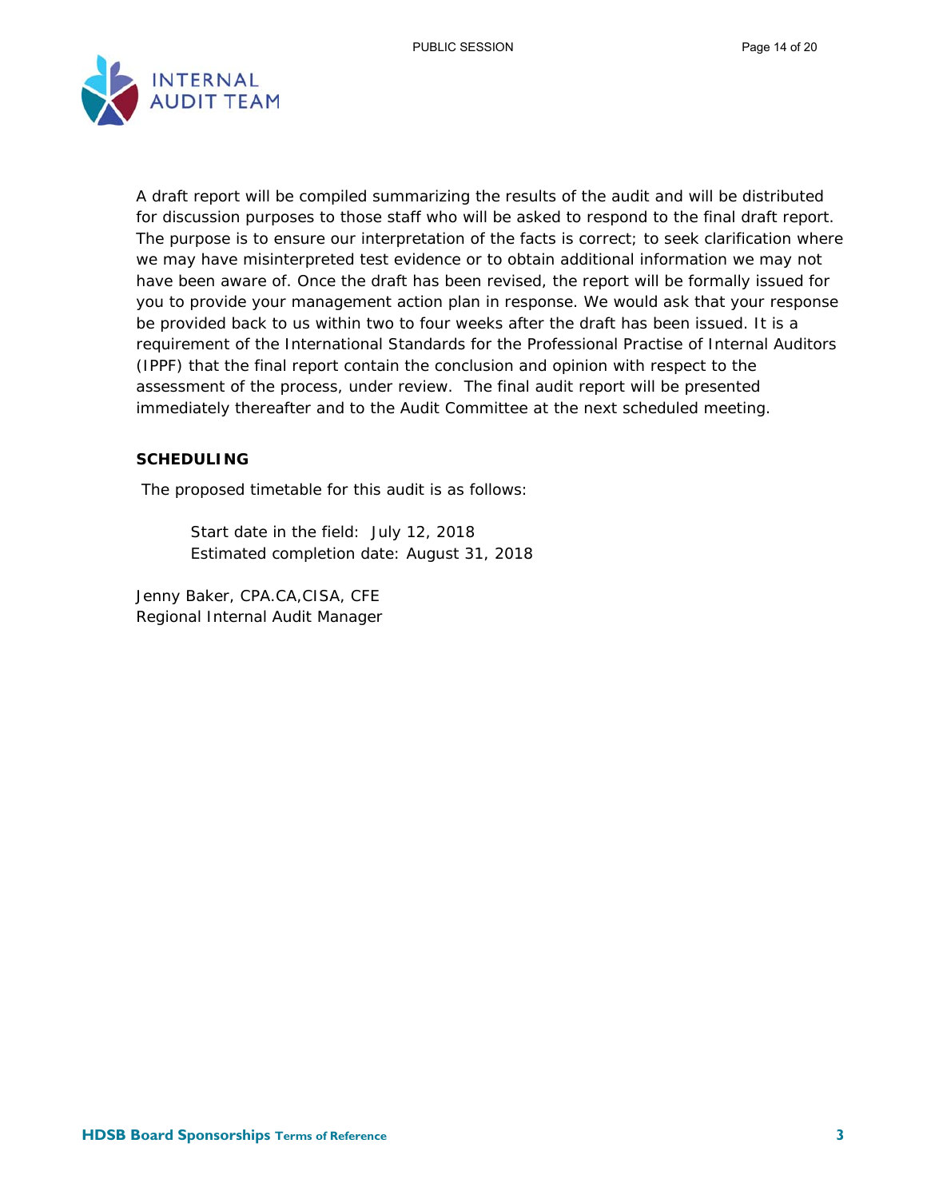A draft report will be compiled summarizing the results of the audit and will be distributed for discussion purposes to those staff who will be asked to respond to the final draft report. The purpose is to ensure our interpretation of the facts is correct; to seek clarification where we may have misinterpreted test evidence or to obtain additional information we may not have been aware of. Once the draft has been revised, the report will be formally issued for you to provide your management action plan in response. We would ask that your response be provided back to us within two to four weeks after the draft has been issued. It is a requirement of the International Standards for the Professional Practise of Internal Auditors (IPPF) that the final report contain the conclusion and opinion with respect to the assessment of the process, under review. The final audit report will be presented immediately thereafter and to the Audit Committee at the next scheduled meeting.

**SCHEDULING**

The proposed timetable for this audit is as follows:

Start date in the field: July 12, 2018
Estimated completion date: August 31, 2018

Jenny Baker, CPA.CA,CISA, CFE
Regional Internal Audit Manager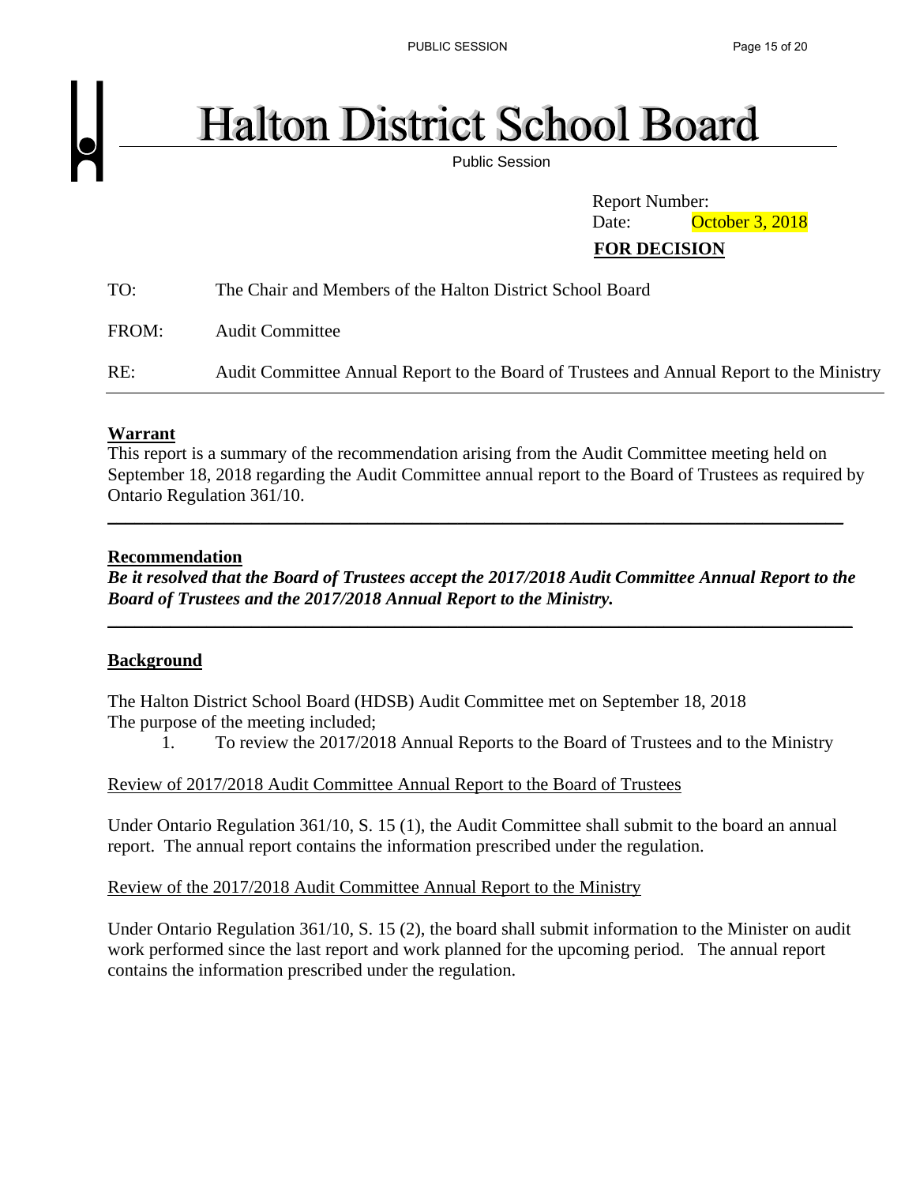# Halton District School Board

Public Session

Report Number:
Date: October 3, 2018

**FOR DECISION**

TO: The Chair and Members of the Halton District School Board

FROM: Audit Committee

RE: Audit Committee Annual Report to the Board of Trustees and Annual Report to the Ministry

---

**Warrant**

This report is a summary of the recommendation arising from the Audit Committee meeting held on September 18, 2018 regarding the Audit Committee annual report to the Board of Trustees as required by Ontario Regulation 361/10.

---

**Recommendation**

***Be it resolved that the Board of Trustees accept the 2017/2018 Audit Committee Annual Report to the Board of Trustees and the 2017/2018 Annual Report to the Ministry.***

---

**Background**

The Halton District School Board (HDSB) Audit Committee met on September 18, 2018
The purpose of the meeting included;

1. To review the 2017/2018 Annual Reports to the Board of Trustees and to the Ministry

Review of 2017/2018 Audit Committee Annual Report to the Board of Trustees

Under Ontario Regulation 361/10, S. 15 (1), the Audit Committee shall submit to the board an annual report. The annual report contains the information prescribed under the regulation.

Review of the 2017/2018 Audit Committee Annual Report to the Ministry

Under Ontario Regulation 361/10, S. 15 (2), the board shall submit information to the Minister on audit work performed since the last report and work planned for the upcoming period. The annual report contains the information prescribed under the regulation.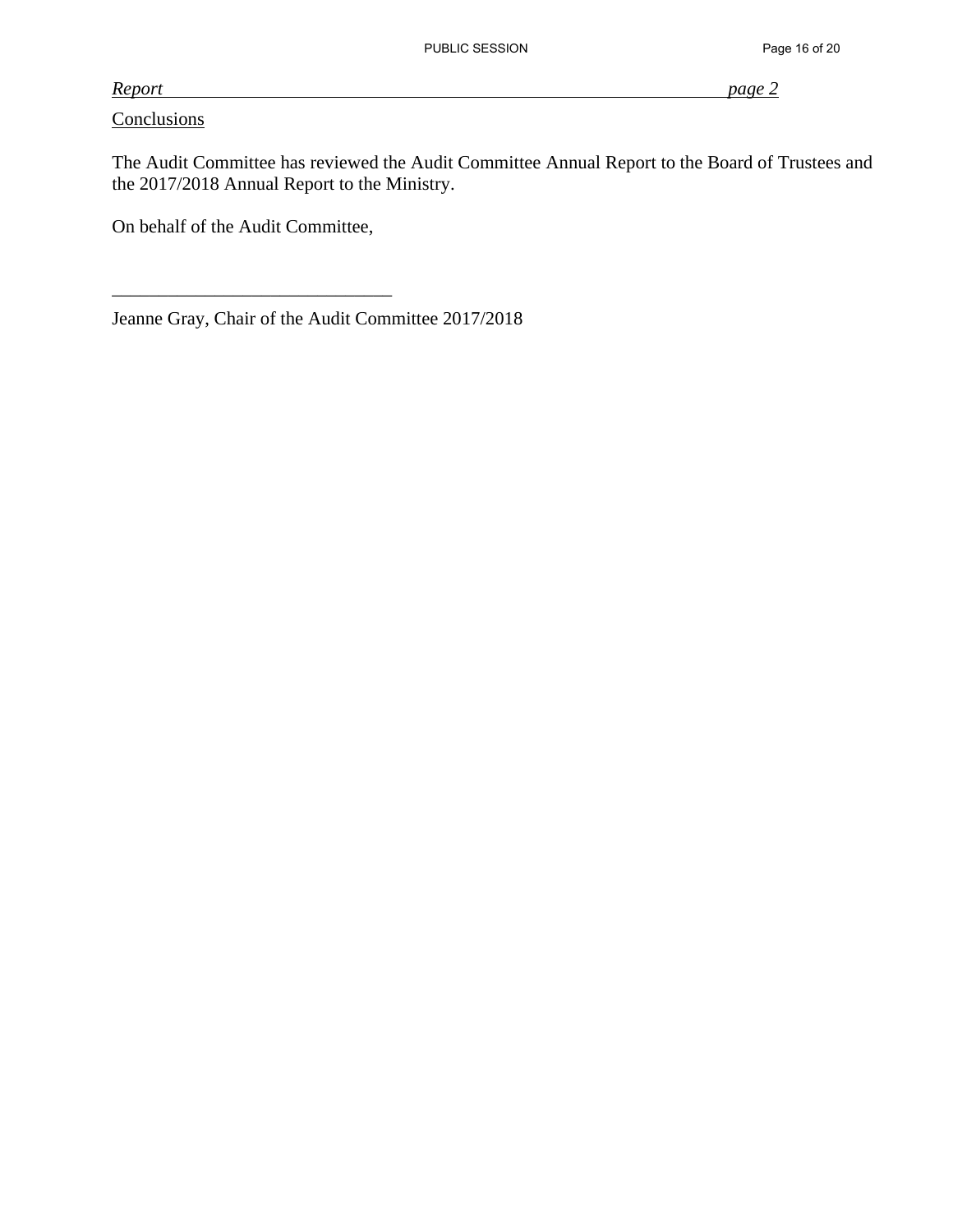*Report page 2*

Conclusions

The Audit Committee has reviewed the Audit Committee Annual Report to the Board of Trustees and the 2017/2018 Annual Report to the Ministry.

On behalf of the Audit Committee,

______________________________

Jeanne Gray, Chair of the Audit Committee 2017/2018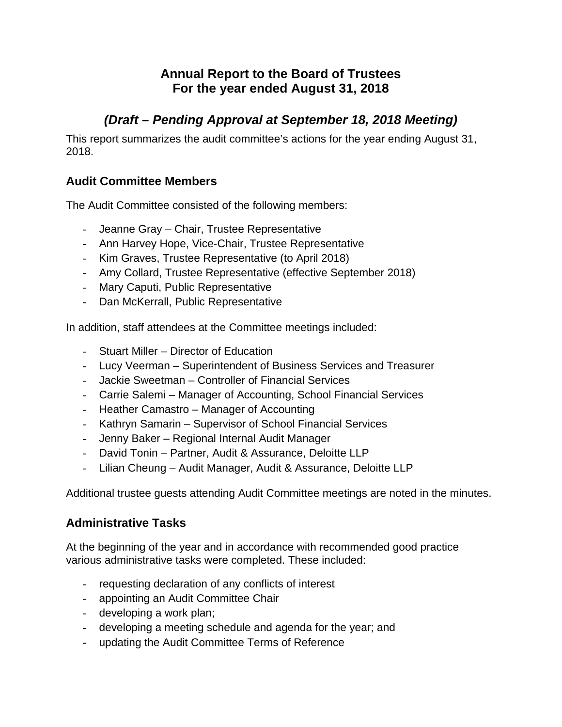# Annual Report to the Board of Trustees
# For the year ended August 31, 2018

## *(Draft – Pending Approval at September 18, 2018 Meeting)*

This report summarizes the audit committee's actions for the year ending August 31, 2018.

### Audit Committee Members

The Audit Committee consisted of the following members:

- Jeanne Gray – Chair, Trustee Representative
- Ann Harvey Hope, Vice-Chair, Trustee Representative
- Kim Graves, Trustee Representative (to April 2018)
- Amy Collard, Trustee Representative (effective September 2018)
- Mary Caputi, Public Representative
- Dan McKerrall, Public Representative

In addition, staff attendees at the Committee meetings included:

- Stuart Miller – Director of Education
- Lucy Veerman – Superintendent of Business Services and Treasurer
- Jackie Sweetman – Controller of Financial Services
- Carrie Salemi – Manager of Accounting, School Financial Services
- Heather Camastro – Manager of Accounting
- Kathryn Samarin – Supervisor of School Financial Services
- Jenny Baker – Regional Internal Audit Manager
- David Tonin – Partner, Audit & Assurance, Deloitte LLP
- Lilian Cheung – Audit Manager, Audit & Assurance, Deloitte LLP

Additional trustee guests attending Audit Committee meetings are noted in the minutes.

### Administrative Tasks

At the beginning of the year and in accordance with recommended good practice various administrative tasks were completed. These included:

- requesting declaration of any conflicts of interest
- appointing an Audit Committee Chair
- developing a work plan;
- developing a meeting schedule and agenda for the year; and
- updating the Audit Committee Terms of Reference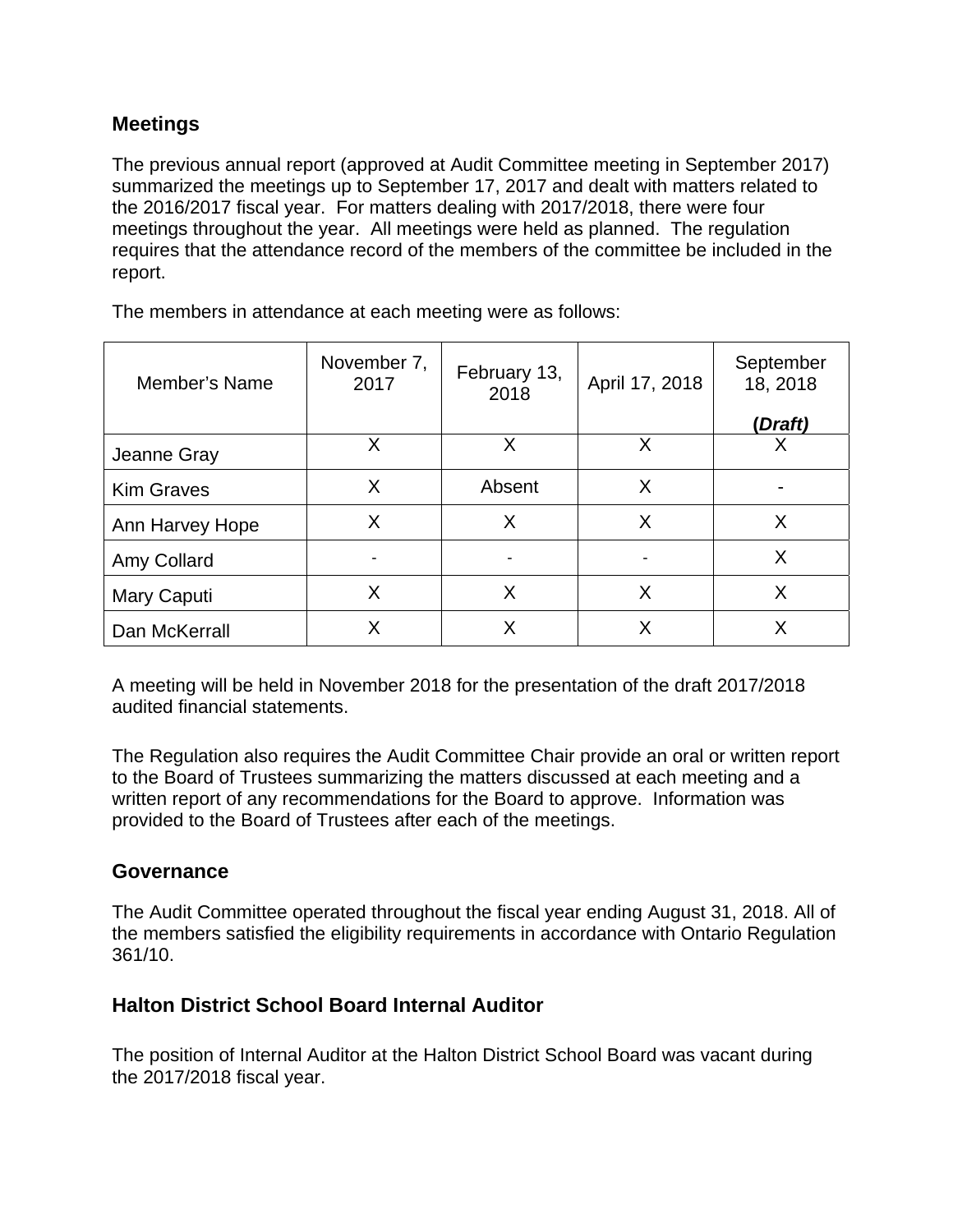## Meetings

The previous annual report (approved at Audit Committee meeting in September 2017) summarized the meetings up to September 17, 2017 and dealt with matters related to the 2016/2017 fiscal year. For matters dealing with 2017/2018, there were four meetings throughout the year. All meetings were held as planned. The regulation requires that the attendance record of the members of the committee be included in the report.

The members in attendance at each meeting were as follows:

| Member's Name | November 7, 2017 | February 13, 2018 | April 17, 2018 | September 18, 2018 **(*Draft*)** |
|---|---|---|---|---|
| Jeanne Gray | X | X | X | X |
| Kim Graves | X | Absent | X | - |
| Ann Harvey Hope | X | X | X | X |
| Amy Collard | - | - | - | X |
| Mary Caputi | X | X | X | X |
| Dan McKerrall | X | X | X | X |

A meeting will be held in November 2018 for the presentation of the draft 2017/2018 audited financial statements.

The Regulation also requires the Audit Committee Chair provide an oral or written report to the Board of Trustees summarizing the matters discussed at each meeting and a written report of any recommendations for the Board to approve. Information was provided to the Board of Trustees after each of the meetings.

## Governance

The Audit Committee operated throughout the fiscal year ending August 31, 2018. All of the members satisfied the eligibility requirements in accordance with Ontario Regulation 361/10.

## Halton District School Board Internal Auditor

The position of Internal Auditor at the Halton District School Board was vacant during the 2017/2018 fiscal year.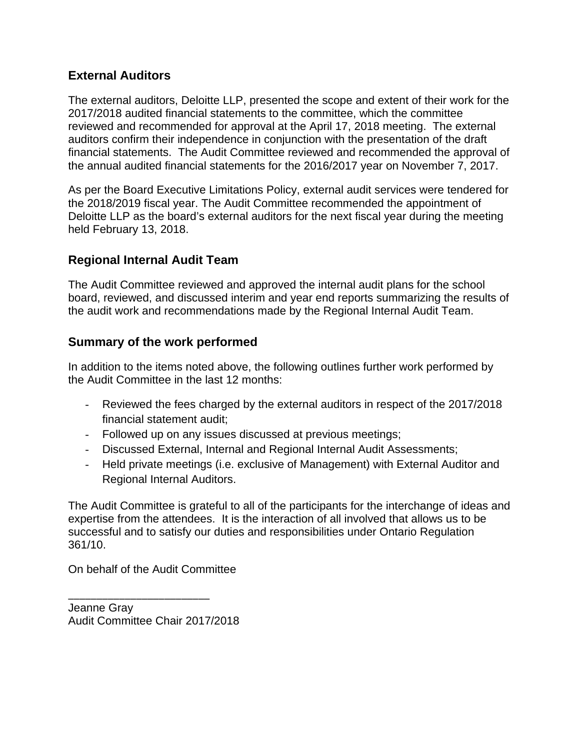## External Auditors

The external auditors, Deloitte LLP, presented the scope and extent of their work for the 2017/2018 audited financial statements to the committee, which the committee reviewed and recommended for approval at the April 17, 2018 meeting. The external auditors confirm their independence in conjunction with the presentation of the draft financial statements. The Audit Committee reviewed and recommended the approval of the annual audited financial statements for the 2016/2017 year on November 7, 2017.

As per the Board Executive Limitations Policy, external audit services were tendered for the 2018/2019 fiscal year. The Audit Committee recommended the appointment of Deloitte LLP as the board's external auditors for the next fiscal year during the meeting held February 13, 2018.

## Regional Internal Audit Team

The Audit Committee reviewed and approved the internal audit plans for the school board, reviewed, and discussed interim and year end reports summarizing the results of the audit work and recommendations made by the Regional Internal Audit Team.

## Summary of the work performed

In addition to the items noted above, the following outlines further work performed by the Audit Committee in the last 12 months:

- Reviewed the fees charged by the external auditors in respect of the 2017/2018 financial statement audit;
- Followed up on any issues discussed at previous meetings;
- Discussed External, Internal and Regional Internal Audit Assessments;
- Held private meetings (i.e. exclusive of Management) with External Auditor and Regional Internal Auditors.

The Audit Committee is grateful to all of the participants for the interchange of ideas and expertise from the attendees. It is the interaction of all involved that allows us to be successful and to satisfy our duties and responsibilities under Ontario Regulation 361/10.

On behalf of the Audit Committee

______________________

Jeanne Gray
Audit Committee Chair 2017/2018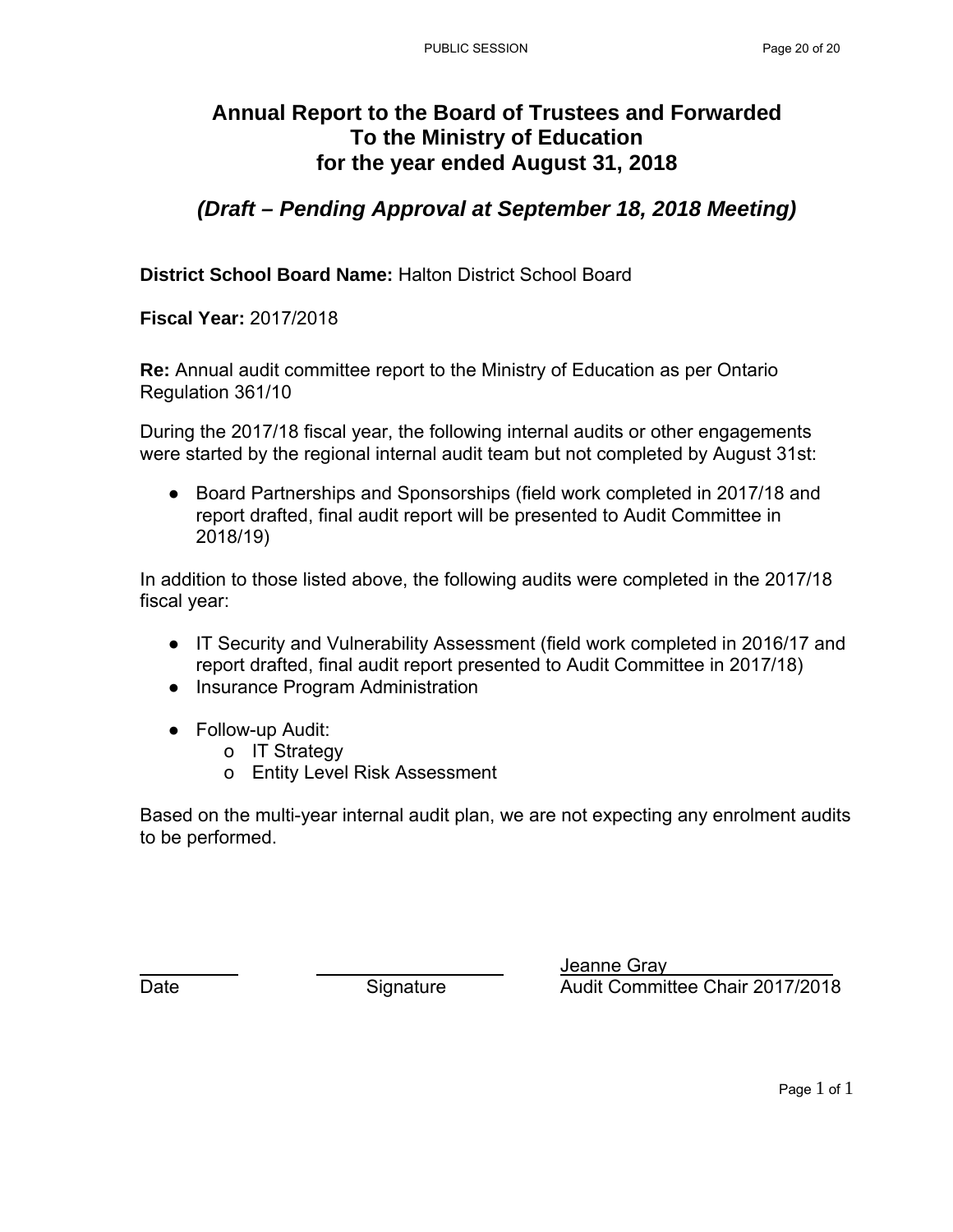# Annual Report to the Board of Trustees and Forwarded To the Ministry of Education for the year ended August 31, 2018

## *(Draft – Pending Approval at September 18, 2018 Meeting)*

**District School Board Name:** Halton District School Board

**Fiscal Year:** 2017/2018

**Re:** Annual audit committee report to the Ministry of Education as per Ontario Regulation 361/10

During the 2017/18 fiscal year, the following internal audits or other engagements were started by the regional internal audit team but not completed by August 31st:

- Board Partnerships and Sponsorships (field work completed in 2017/18 and report drafted, final audit report will be presented to Audit Committee in 2018/19)

In addition to those listed above, the following audits were completed in the 2017/18 fiscal year:

- IT Security and Vulnerability Assessment (field work completed in 2016/17 and report drafted, final audit report presented to Audit Committee in 2017/18)
- Insurance Program Administration
- Follow-up Audit:
  - IT Strategy
  - Entity Level Risk Assessment

Based on the multi-year internal audit plan, we are not expecting any enrolment audits to be performed.

| | | |
|---|---|---|
| ________ | ________________ | Jeanne Gray |
| Date | Signature | Audit Committee Chair 2017/2018 |